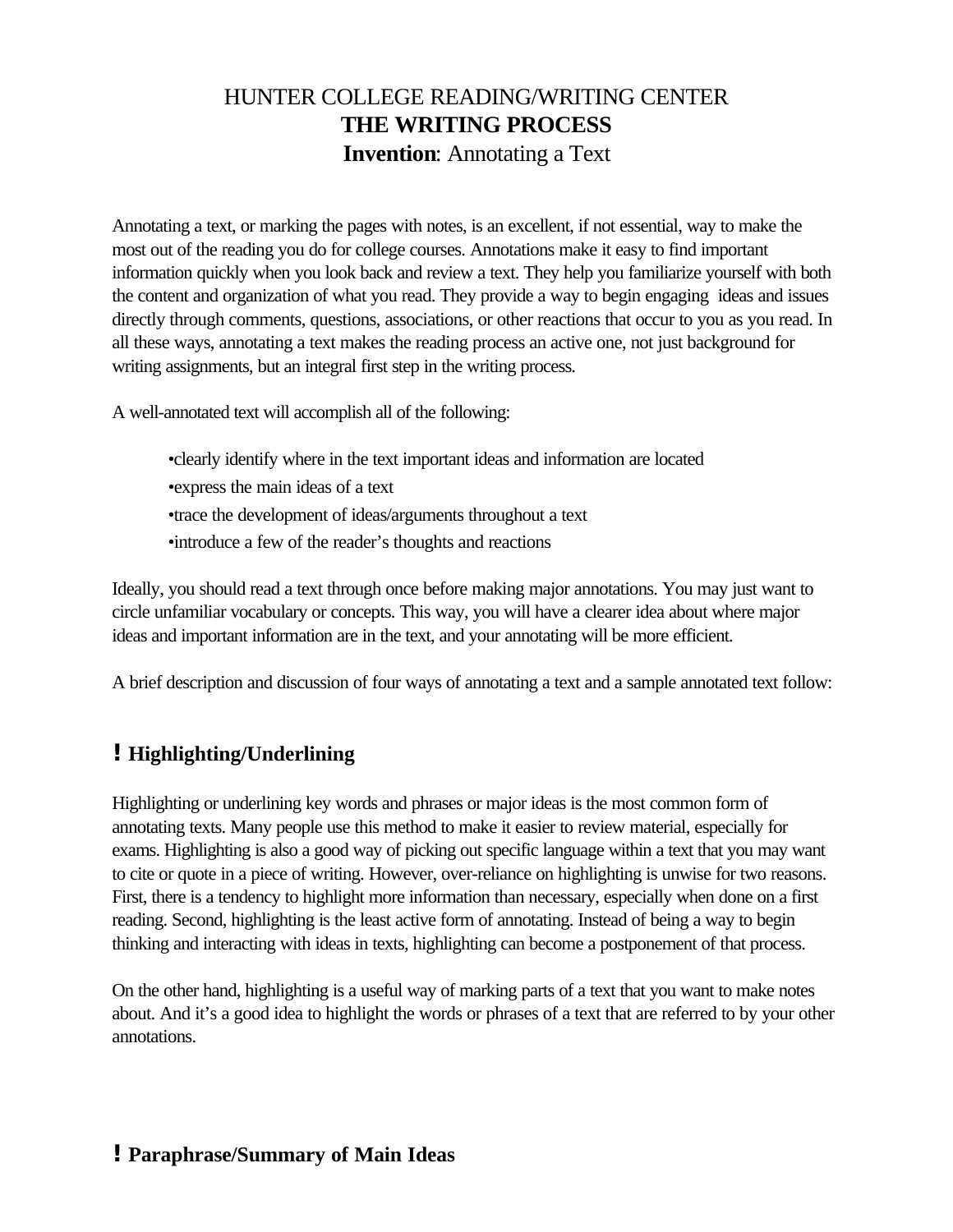# HUNTER COLLEGE READING/WRITING CENTER
## THE WRITING PROCESS
### **Invention**: Annotating a Text

Annotating a text, or marking the pages with notes, is an excellent, if not essential, way to make the most out of the reading you do for college courses. Annotations make it easy to find important information quickly when you look back and review a text. They help you familiarize yourself with both the content and organization of what you read. They provide a way to begin engaging ideas and issues directly through comments, questions, associations, or other reactions that occur to you as you read. In all these ways, annotating a text makes the reading process an active one, not just background for writing assignments, but an integral first step in the writing process.

A well-annotated text will accomplish all of the following:

- clearly identify where in the text important ideas and information are located
- express the main ideas of a text
- trace the development of ideas/arguments throughout a text
- introduce a few of the reader's thoughts and reactions

Ideally, you should read a text through once before making major annotations. You may just want to circle unfamiliar vocabulary or concepts. This way, you will have a clearer idea about where major ideas and important information are in the text, and your annotating will be more efficient.

A brief description and discussion of four ways of annotating a text and a sample annotated text follow:

## ! Highlighting/Underlining

Highlighting or underlining key words and phrases or major ideas is the most common form of annotating texts. Many people use this method to make it easier to review material, especially for exams. Highlighting is also a good way of picking out specific language within a text that you may want to cite or quote in a piece of writing. However, over-reliance on highlighting is unwise for two reasons. First, there is a tendency to highlight more information than necessary, especially when done on a first reading. Second, highlighting is the least active form of annotating. Instead of being a way to begin thinking and interacting with ideas in texts, highlighting can become a postponement of that process.

On the other hand, highlighting is a useful way of marking parts of a text that you want to make notes about. And it's a good idea to highlight the words or phrases of a text that are referred to by your other annotations.

## ! Paraphrase/Summary of Main Ideas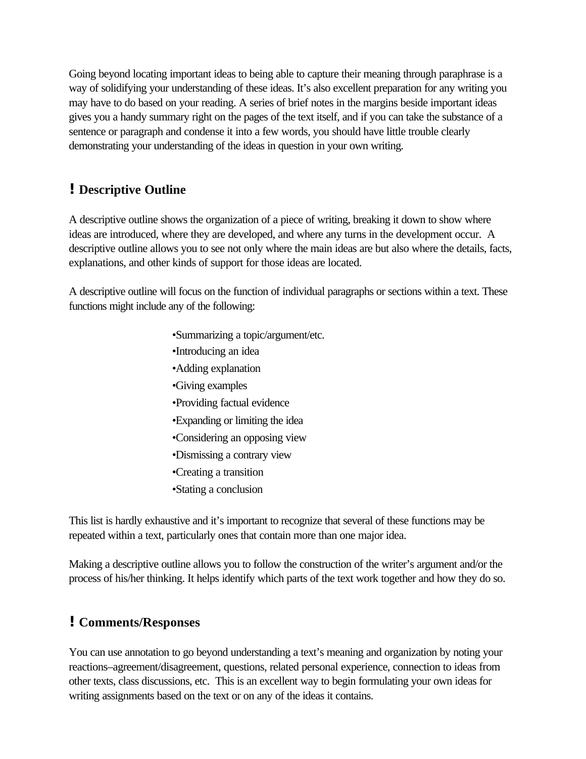Going beyond locating important ideas to being able to capture their meaning through paraphrase is a way of solidifying your understanding of these ideas. It's also excellent preparation for any writing you may have to do based on your reading. A series of brief notes in the margins beside important ideas gives you a handy summary right on the pages of the text itself, and if you can take the substance of a sentence or paragraph and condense it into a few words, you should have little trouble clearly demonstrating your understanding of the ideas in question in your own writing.

## ! Descriptive Outline

A descriptive outline shows the organization of a piece of writing, breaking it down to show where ideas are introduced, where they are developed, and where any turns in the development occur. A descriptive outline allows you to see not only where the main ideas are but also where the details, facts, explanations, and other kinds of support for those ideas are located.

A descriptive outline will focus on the function of individual paragraphs or sections within a text. These functions might include any of the following:

- Summarizing a topic/argument/etc.
- Introducing an idea
- Adding explanation
- Giving examples
- Providing factual evidence
- Expanding or limiting the idea
- Considering an opposing view
- Dismissing a contrary view
- Creating a transition
- Stating a conclusion

This list is hardly exhaustive and it's important to recognize that several of these functions may be repeated within a text, particularly ones that contain more than one major idea.

Making a descriptive outline allows you to follow the construction of the writer's argument and/or the process of his/her thinking. It helps identify which parts of the text work together and how they do so.

## ! Comments/Responses

You can use annotation to go beyond understanding a text's meaning and organization by noting your reactions–agreement/disagreement, questions, related personal experience, connection to ideas from other texts, class discussions, etc. This is an excellent way to begin formulating your own ideas for writing assignments based on the text or on any of the ideas it contains.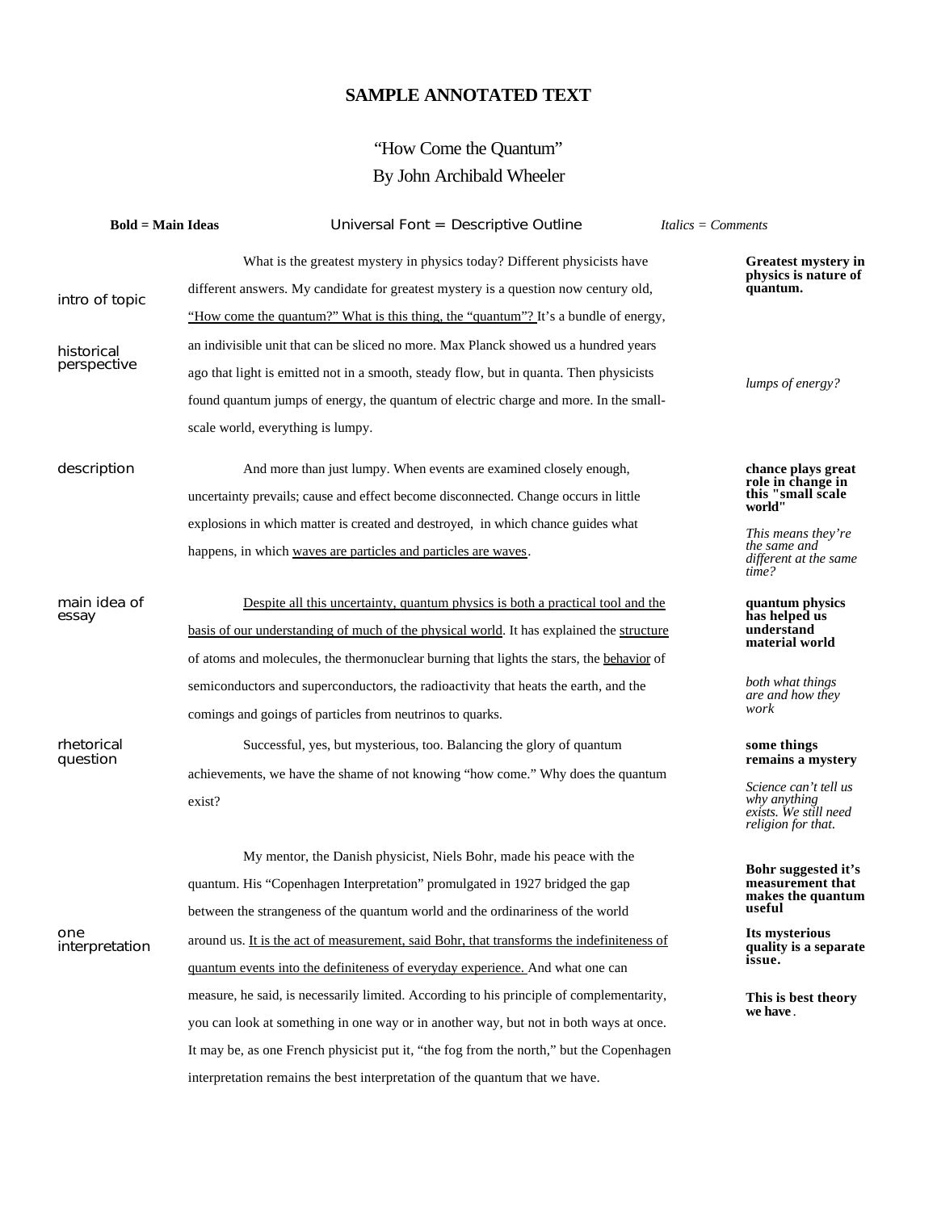# SAMPLE ANNOTATED TEXT

“How Come the Quantum”
By John Archibald Wheeler

**Bold = Main Ideas** Universal Font = Descriptive Outline *Italics = Comments*

| Outline | Text | Main Ideas / Comments |
|---|---|---|
| intro of topic; historical perspective | What is the greatest mystery in physics today? Different physicists have different answers. My candidate for greatest mystery is a question now century old, <u>“How come the quantum?” What is this thing, the “quantum”?</u> It’s a bundle of energy, an indivisible unit that can be sliced no more. Max Planck showed us a hundred years ago that light is emitted not in a smooth, steady flow, but in quanta. Then physicists found quantum jumps of energy, the quantum of electric charge and more. In the small-scale world, everything is lumpy. | **Greatest mystery in physics is nature of quantum.** *lumps of energy?* |
| description | And more than just lumpy. When events are examined closely enough, uncertainty prevails; cause and effect become disconnected. Change occurs in little explosions in which matter is created and destroyed, in which chance guides what happens, in which <u>waves are particles and particles are waves</u>. | **chance plays great role in change in this "small scale world"** *This means they’re the same and different at the same time?* |
| main idea of essay | <u>Despite all this uncertainty, quantum physics is both a practical tool and the basis of our understanding of much of the physical world</u>. It has explained the <u>structure</u> of atoms and molecules, the thermonuclear burning that lights the stars, the <u>behavior</u> of semiconductors and superconductors, the radioactivity that heats the earth, and the comings and goings of particles from neutrinos to quarks. | **quantum physics has helped us understand material world** *both what things are and how they work* |
| rhetorical question | Successful, yes, but mysterious, too. Balancing the glory of quantum achievements, we have the shame of not knowing “how come.” Why does the quantum exist? | **some things remains a mystery** *Science can’t tell us why anything exists. We still need religion for that.* |
| one interpretation | My mentor, the Danish physicist, Niels Bohr, made his peace with the quantum. His “Copenhagen Interpretation” promulgated in 1927 bridged the gap between the strangeness of the quantum world and the ordinariness of the world around us. <u>It is the act of measurement, said Bohr, that transforms the indefiniteness of quantum events into the definiteness of everyday experience.</u> And what one can measure, he said, is necessarily limited. According to his principle of complementarity, you can look at something in one way or in another way, but not in both ways at once. It may be, as one French physicist put it, “the fog from the north,” but the Copenhagen interpretation remains the best interpretation of the quantum that we have. | **Bohr suggested it’s measurement that makes the quantum useful** **Its mysterious quality is a separate issue.** **This is best theory we have.** |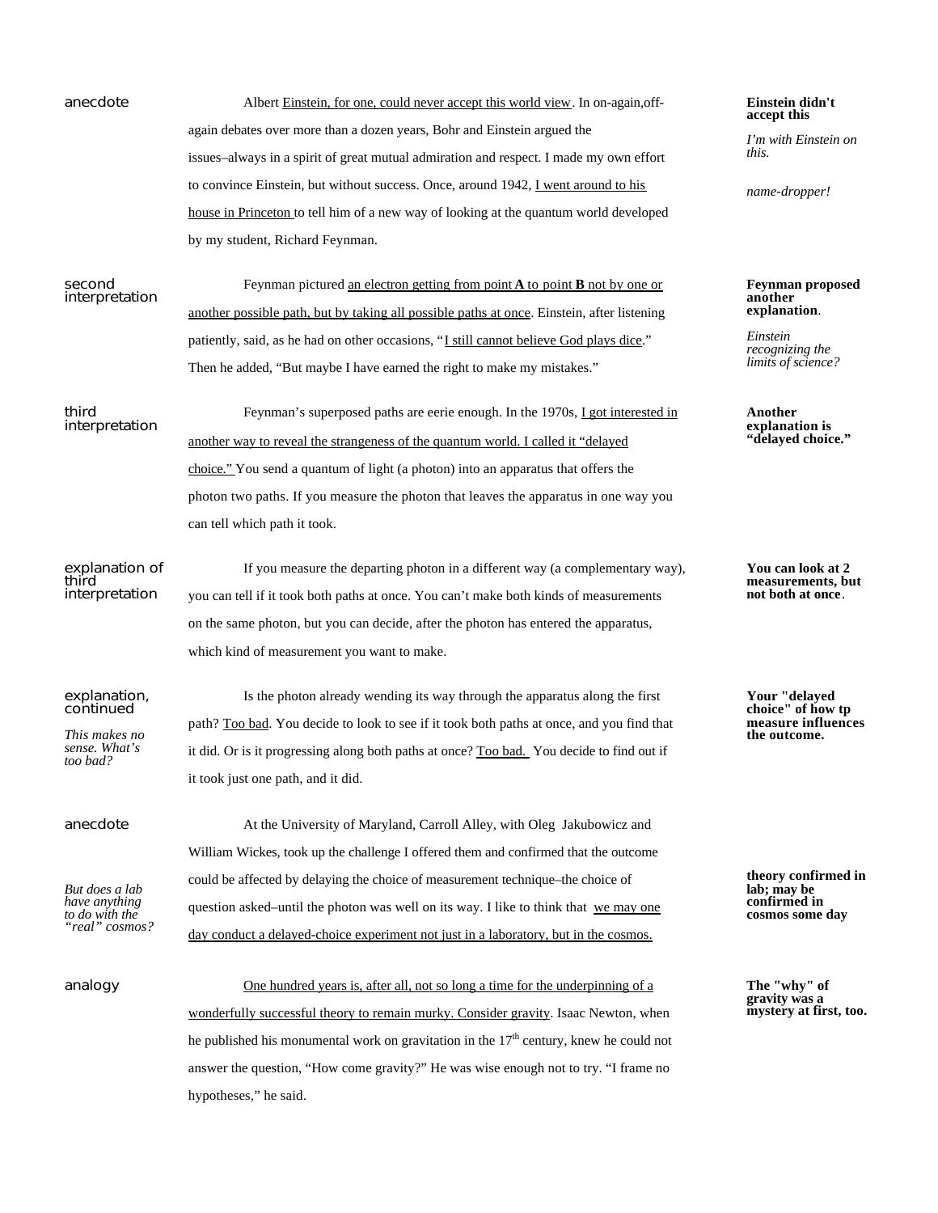| | | |
|---|---|---|
| anecdote | Albert <u>Einstein, for one, could never accept this world view</u>. In on-again,off-again debates over more than a dozen years, Bohr and Einstein argued the issues–always in a spirit of great mutual admiration and respect. I made my own effort to convince Einstein, but without success. Once, around 1942, <u>I went around to his house in Princeton</u> to tell him of a new way of looking at the quantum world developed by my student, Richard Feynman. | **Einstein didn't accept this**<br><br>*I'm with Einstein on this.*<br><br>*name-dropper!* |
| second interpretation | Feynman pictured <u>an electron getting from point **A** to point **B** not by one or another possible path, but by taking all possible paths at once</u>. Einstein, after listening patiently, said, as he had on other occasions, "<u>I still cannot believe God plays dice</u>." Then he added, "But maybe I have earned the right to make my mistakes." | **Feynman proposed another explanation**.<br><br>*Einstein recognizing the limits of science?* |
| third interpretation | Feynman's superposed paths are eerie enough. In the 1970s, <u>I got interested in another way to reveal the strangeness of the quantum world. I called it "delayed choice."</u> You send a quantum of light (a photon) into an apparatus that offers the photon two paths. If you measure the photon that leaves the apparatus in one way you can tell which path it took. | **Another explanation is "delayed choice."** |
| explanation of third interpretation | If you measure the departing photon in a different way (a complementary way), you can tell if it took both paths at once. You can't make both kinds of measurements on the same photon, but you can decide, after the photon has entered the apparatus, which kind of measurement you want to make. | **You can look at 2 measurements, but not both at once**. |
| explanation, continued<br><br>*This makes no sense. What's too bad?* | Is the photon already wending its way through the apparatus along the first path? <u>Too bad</u>. You decide to look to see if it took both paths at once, and you find that it did. Or is it progressing along both paths at once? <u>Too bad.</u> You decide to find out if it took just one path, and it did. | **Your "delayed choice" of how tp measure influences the outcome.** |
| anecdote<br><br>*But does a lab have anything to do with the "real" cosmos?* | At the University of Maryland, Carroll Alley, with Oleg Jakubowicz and William Wickes, took up the challenge I offered them and confirmed that the outcome could be affected by delaying the choice of measurement technique–the choice of question asked–until the photon was well on its way. I like to think that <u>we may one day conduct a delayed-choice experiment not just in a laboratory, but in the cosmos.</u> | **theory confirmed in lab; may be confirmed in cosmos some day** |
| analogy | <u>One hundred years is, after all, not so long a time for the underpinning of a wonderfully successful theory to remain murky. Consider gravity</u>. Isaac Newton, when he published his monumental work on gravitation in the 17th century, knew he could not answer the question, "How come gravity?" He was wise enough not to try. "I frame no hypotheses," he said. | **The "why" of gravity was a mystery at first, too.** |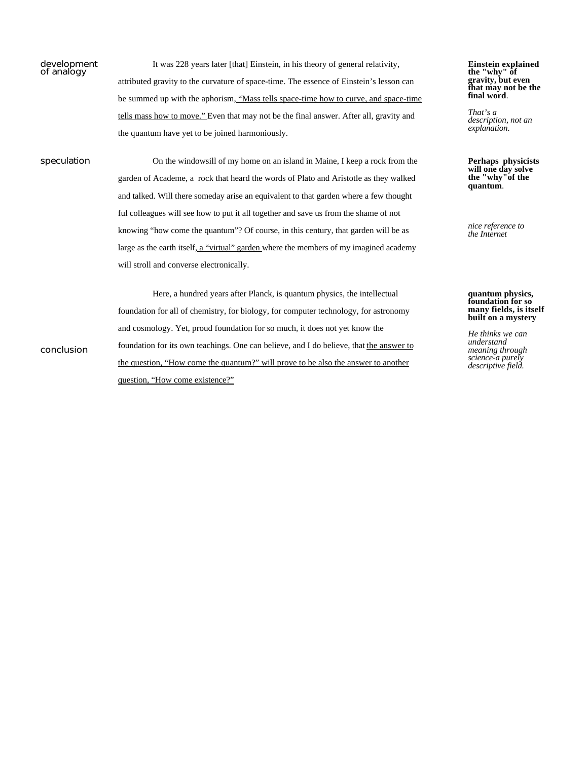development of analogy

It was 228 years later [that] Einstein, in his theory of general relativity, attributed gravity to the curvature of space-time. The essence of Einstein's lesson can be summed up with the aphorism, <u>"Mass tells space-time how to curve, and space-time tells mass how to move."</u> Even that may not be the final answer. After all, gravity and the quantum have yet to be joined harmoniously.

**Einstein explained the "why" of gravity, but even that may not be the final word**.

*That's a description, not an explanation.*

speculation

On the windowsill of my home on an island in Maine, I keep a rock from the garden of Academe, a rock that heard the words of Plato and Aristotle as they walked and talked. Will there someday arise an equivalent to that garden where a few thought ful colleagues will see how to put it all together and save us from the shame of not knowing "how come the quantum"? Of course, in this century, that garden will be as large as the earth itself, <u>a "virtual" garden</u> where the members of my imagined academy will stroll and converse electronically.

**Perhaps physicists will one day solve the "why"of the quantum**.

*nice reference to the Internet*

conclusion

Here, a hundred years after Planck, is quantum physics, the intellectual foundation for all of chemistry, for biology, for computer technology, for astronomy and cosmology. Yet, proud foundation for so much, it does not yet know the foundation for its own teachings. One can believe, and I do believe, that <u>the answer to the question, "How come the quantum?" will prove to be also the answer to another question, "How come existence?"</u>

**quantum physics, foundation for so many fields, is itself built on a mystery**

*He thinks we can understand meaning through science-a purely descriptive field.*